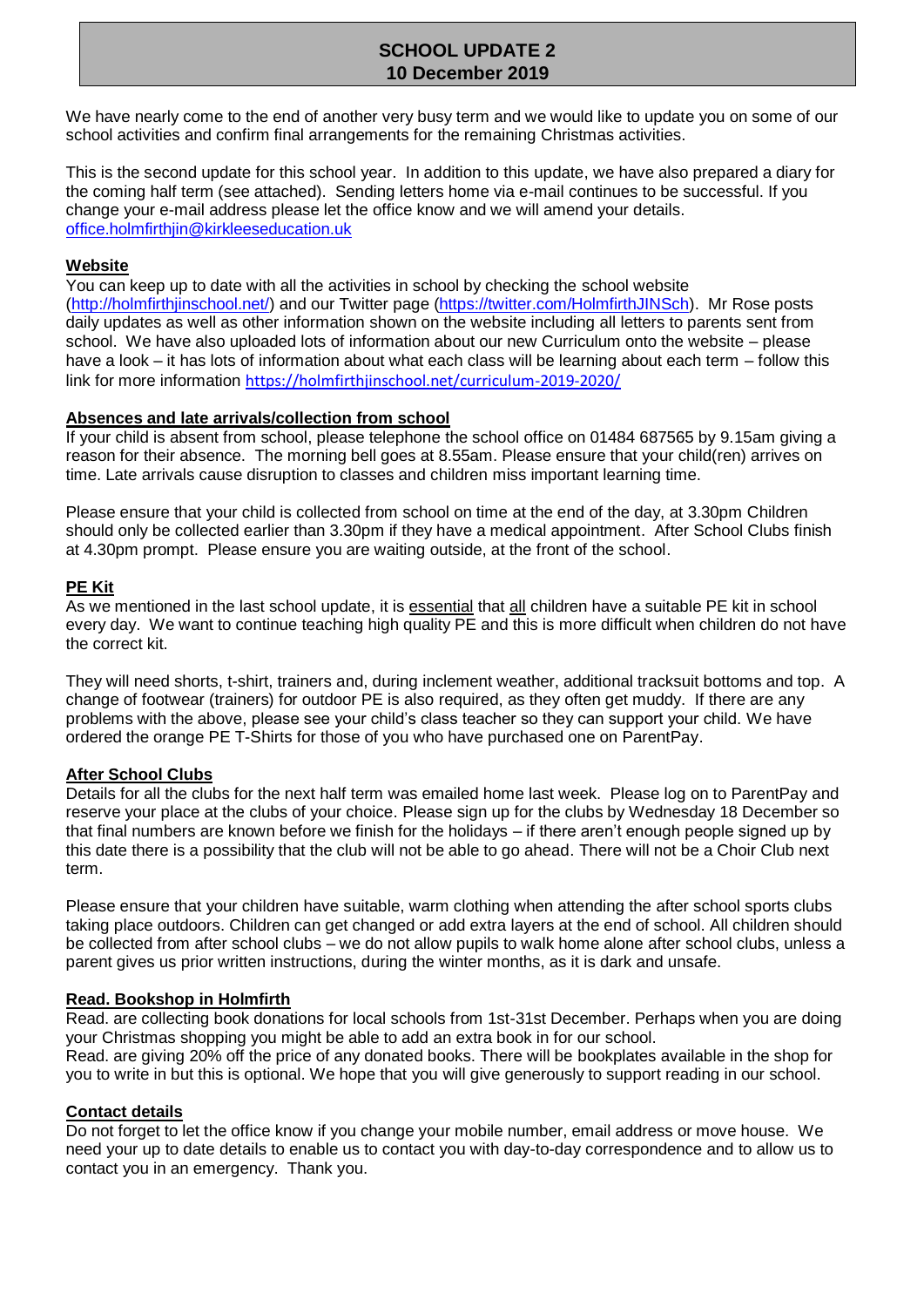# SCHOOL UPDATE 2
## 10 December 2019

We have nearly come to the end of another very busy term and we would like to update you on some of our school activities and confirm final arrangements for the remaining Christmas activities.

This is the second update for this school year. In addition to this update, we have also prepared a diary for the coming half term (see attached). Sending letters home via e-mail continues to be successful. If you change your e-mail address please let the office know and we will amend your details. office.holmfirthjin@kirkleeseducation.uk

### Website

You can keep up to date with all the activities in school by checking the school website (http://holmfirthjinschool.net/) and our Twitter page (https://twitter.com/HolmfirthJINSch). Mr Rose posts daily updates as well as other information shown on the website including all letters to parents sent from school. We have also uploaded lots of information about our new Curriculum onto the website – please have a look – it has lots of information about what each class will be learning about each term – follow this link for more information https://holmfirthjinschool.net/curriculum-2019-2020/

### Absences and late arrivals/collection from school

If your child is absent from school, please telephone the school office on 01484 687565 by 9.15am giving a reason for their absence. The morning bell goes at 8.55am. Please ensure that your child(ren) arrives on time. Late arrivals cause disruption to classes and children miss important learning time.

Please ensure that your child is collected from school on time at the end of the day, at 3.30pm Children should only be collected earlier than 3.30pm if they have a medical appointment. After School Clubs finish at 4.30pm prompt. Please ensure you are waiting outside, at the front of the school.

### PE Kit

As we mentioned in the last school update, it is essential that all children have a suitable PE kit in school every day. We want to continue teaching high quality PE and this is more difficult when children do not have the correct kit.

They will need shorts, t-shirt, trainers and, during inclement weather, additional tracksuit bottoms and top. A change of footwear (trainers) for outdoor PE is also required, as they often get muddy. If there are any problems with the above, please see your child's class teacher so they can support your child. We have ordered the orange PE T-Shirts for those of you who have purchased one on ParentPay.

### After School Clubs

Details for all the clubs for the next half term was emailed home last week. Please log on to ParentPay and reserve your place at the clubs of your choice. Please sign up for the clubs by Wednesday 18 December so that final numbers are known before we finish for the holidays – if there aren't enough people signed up by this date there is a possibility that the club will not be able to go ahead. There will not be a Choir Club next term.

Please ensure that your children have suitable, warm clothing when attending the after school sports clubs taking place outdoors. Children can get changed or add extra layers at the end of school. All children should be collected from after school clubs – we do not allow pupils to walk home alone after school clubs, unless a parent gives us prior written instructions, during the winter months, as it is dark and unsafe.

### Read. Bookshop in Holmfirth

Read. are collecting book donations for local schools from 1st-31st December. Perhaps when you are doing your Christmas shopping you might be able to add an extra book in for our school.
Read. are giving 20% off the price of any donated books. There will be bookplates available in the shop for you to write in but this is optional. We hope that you will give generously to support reading in our school.

### Contact details

Do not forget to let the office know if you change your mobile number, email address or move house. We need your up to date details to enable us to contact you with day-to-day correspondence and to allow us to contact you in an emergency. Thank you.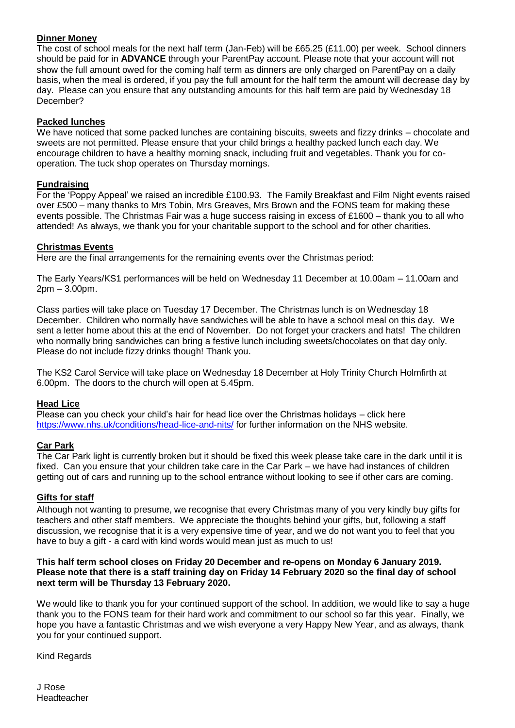**Dinner Money**

The cost of school meals for the next half term (Jan-Feb) will be £65.25 (£11.00) per week. School dinners should be paid for in **ADVANCE** through your ParentPay account. Please note that your account will not show the full amount owed for the coming half term as dinners are only charged on ParentPay on a daily basis, when the meal is ordered, if you pay the full amount for the half term the amount will decrease day by day. Please can you ensure that any outstanding amounts for this half term are paid by Wednesday 18 December?

**Packed lunches**

We have noticed that some packed lunches are containing biscuits, sweets and fizzy drinks – chocolate and sweets are not permitted. Please ensure that your child brings a healthy packed lunch each day. We encourage children to have a healthy morning snack, including fruit and vegetables. Thank you for co-operation. The tuck shop operates on Thursday mornings.

**Fundraising**

For the 'Poppy Appeal' we raised an incredible £100.93. The Family Breakfast and Film Night events raised over £500 – many thanks to Mrs Tobin, Mrs Greaves, Mrs Brown and the FONS team for making these events possible. The Christmas Fair was a huge success raising in excess of £1600 – thank you to all who attended! As always, we thank you for your charitable support to the school and for other charities.

**Christmas Events**

Here are the final arrangements for the remaining events over the Christmas period:

The Early Years/KS1 performances will be held on Wednesday 11 December at 10.00am – 11.00am and 2pm – 3.00pm.

Class parties will take place on Tuesday 17 December. The Christmas lunch is on Wednesday 18 December. Children who normally have sandwiches will be able to have a school meal on this day. We sent a letter home about this at the end of November. Do not forget your crackers and hats! The children who normally bring sandwiches can bring a festive lunch including sweets/chocolates on that day only. Please do not include fizzy drinks though! Thank you.

The KS2 Carol Service will take place on Wednesday 18 December at Holy Trinity Church Holmfirth at 6.00pm. The doors to the church will open at 5.45pm.

**Head Lice**

Please can you check your child's hair for head lice over the Christmas holidays – click here https://www.nhs.uk/conditions/head-lice-and-nits/ for further information on the NHS website.

**Car Park**

The Car Park light is currently broken but it should be fixed this week please take care in the dark until it is fixed. Can you ensure that your children take care in the Car Park – we have had instances of children getting out of cars and running up to the school entrance without looking to see if other cars are coming.

**Gifts for staff**

Although not wanting to presume, we recognise that every Christmas many of you very kindly buy gifts for teachers and other staff members. We appreciate the thoughts behind your gifts, but, following a staff discussion, we recognise that it is a very expensive time of year, and we do not want you to feel that you have to buy a gift - a card with kind words would mean just as much to us!

**This half term school closes on Friday 20 December and re-opens on Monday 6 January 2019. Please note that there is a staff training day on Friday 14 February 2020 so the final day of school next term will be Thursday 13 February 2020.**

We would like to thank you for your continued support of the school. In addition, we would like to say a huge thank you to the FONS team for their hard work and commitment to our school so far this year. Finally, we hope you have a fantastic Christmas and we wish everyone a very Happy New Year, and as always, thank you for your continued support.

Kind Regards

J Rose
Headteacher